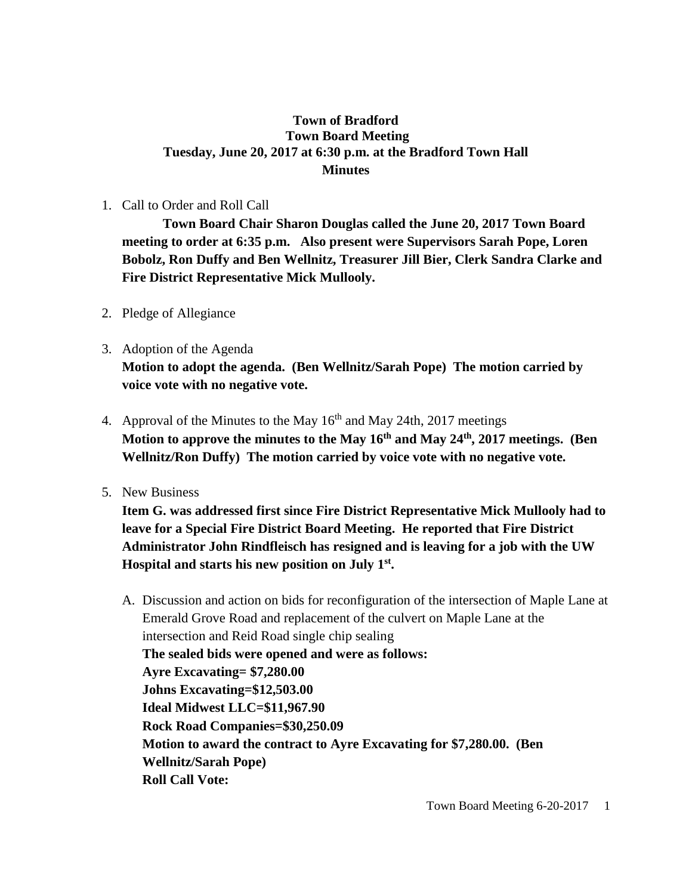# Town of Bradford
## Town Board Meeting
## Tuesday, June 20, 2017 at 6:30 p.m. at the Bradford Town Hall
## Minutes

1. Call to Order and Roll Call

   **Town Board Chair Sharon Douglas called the June 20, 2017 Town Board meeting to order at 6:35 p.m. Also present were Supervisors Sarah Pope, Loren Bobolz, Ron Duffy and Ben Wellnitz, Treasurer Jill Bier, Clerk Sandra Clarke and Fire District Representative Mick Mullooly.**

2. Pledge of Allegiance

3. Adoption of the Agenda

   **Motion to adopt the agenda. (Ben Wellnitz/Sarah Pope) The motion carried by voice vote with no negative vote.**

4. Approval of the Minutes to the May 16th and May 24th, 2017 meetings

   **Motion to approve the minutes to the May 16th and May 24th, 2017 meetings. (Ben Wellnitz/Ron Duffy) The motion carried by voice vote with no negative vote.**

5. New Business

   **Item G. was addressed first since Fire District Representative Mick Mullooly had to leave for a Special Fire District Board Meeting. He reported that Fire District Administrator John Rindfleisch has resigned and is leaving for a job with the UW Hospital and starts his new position on July 1st.**

   A. Discussion and action on bids for reconfiguration of the intersection of Maple Lane at Emerald Grove Road and replacement of the culvert on Maple Lane at the intersection and Reid Road single chip sealing

      **The sealed bids were opened and were as follows:**
      **Ayre Excavating= $7,280.00**
      **Johns Excavating=$12,503.00**
      **Ideal Midwest LLC=$11,967.90**
      **Rock Road Companies=$30,250.09**
      **Motion to award the contract to Ayre Excavating for $7,280.00. (Ben Wellnitz/Sarah Pope)**
      **Roll Call Vote:**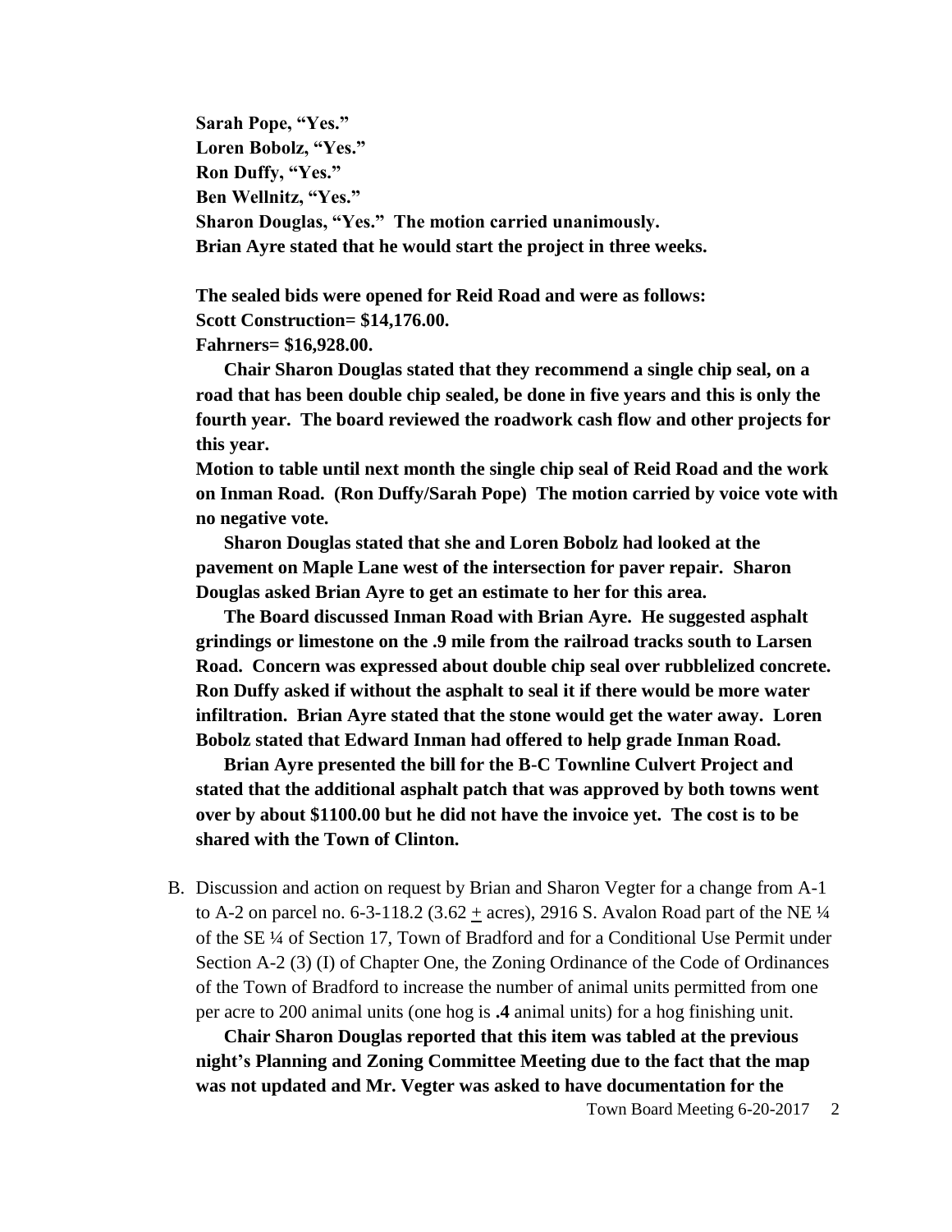**Sarah Pope, "Yes."**
**Loren Bobolz, "Yes."**
**Ron Duffy, "Yes."**
**Ben Wellnitz, "Yes."**
**Sharon Douglas, "Yes." The motion carried unanimously.**
**Brian Ayre stated that he would start the project in three weeks.**

**The sealed bids were opened for Reid Road and were as follows:**
**Scott Construction= $14,176.00.**
**Fahrners= $16,928.00.**

**Chair Sharon Douglas stated that they recommend a single chip seal, on a road that has been double chip sealed, be done in five years and this is only the fourth year. The board reviewed the roadwork cash flow and other projects for this year.**

**Motion to table until next month the single chip seal of Reid Road and the work on Inman Road. (Ron Duffy/Sarah Pope) The motion carried by voice vote with no negative vote.**

**Sharon Douglas stated that she and Loren Bobolz had looked at the pavement on Maple Lane west of the intersection for paver repair. Sharon Douglas asked Brian Ayre to get an estimate to her for this area.**

**The Board discussed Inman Road with Brian Ayre. He suggested asphalt grindings or limestone on the .9 mile from the railroad tracks south to Larsen Road. Concern was expressed about double chip seal over rubblelized concrete. Ron Duffy asked if without the asphalt to seal it if there would be more water infiltration. Brian Ayre stated that the stone would get the water away. Loren Bobolz stated that Edward Inman had offered to help grade Inman Road.**

**Brian Ayre presented the bill for the B-C Townline Culvert Project and stated that the additional asphalt patch that was approved by both towns went over by about $1100.00 but he did not have the invoice yet. The cost is to be shared with the Town of Clinton.**

B. Discussion and action on request by Brian and Sharon Vegter for a change from A-1 to A-2 on parcel no. 6-3-118.2 (3.62 ± acres), 2916 S. Avalon Road part of the NE ¼ of the SE ¼ of Section 17, Town of Bradford and for a Conditional Use Permit under Section A-2 (3) (I) of Chapter One, the Zoning Ordinance of the Code of Ordinances of the Town of Bradford to increase the number of animal units permitted from one per acre to 200 animal units (one hog is **.4** animal units) for a hog finishing unit.

**Chair Sharon Douglas reported that this item was tabled at the previous night's Planning and Zoning Committee Meeting due to the fact that the map was not updated and Mr. Vegter was asked to have documentation for the**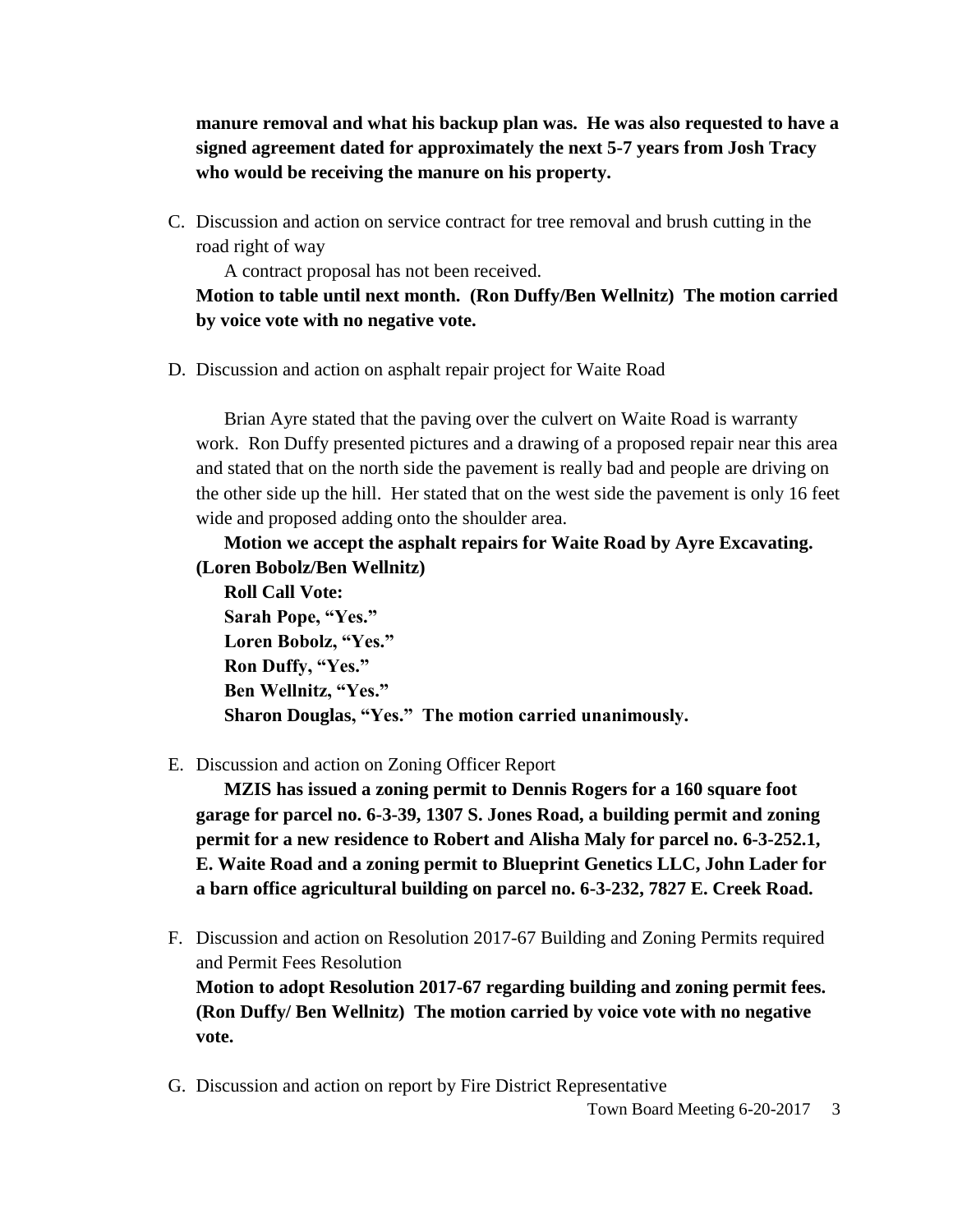**manure removal and what his backup plan was. He was also requested to have a signed agreement dated for approximately the next 5-7 years from Josh Tracy who would be receiving the manure on his property.**

C. Discussion and action on service contract for tree removal and brush cutting in the road right of way

   A contract proposal has not been received.

   **Motion to table until next month. (Ron Duffy/Ben Wellnitz) The motion carried by voice vote with no negative vote.**

D. Discussion and action on asphalt repair project for Waite Road

   Brian Ayre stated that the paving over the culvert on Waite Road is warranty work. Ron Duffy presented pictures and a drawing of a proposed repair near this area and stated that on the north side the pavement is really bad and people are driving on the other side up the hill. Her stated that on the west side the pavement is only 16 feet wide and proposed adding onto the shoulder area.

   **Motion we accept the asphalt repairs for Waite Road by Ayre Excavating. (Loren Bobolz/Ben Wellnitz)**

   **Roll Call Vote:**
   **Sarah Pope, "Yes."**
   **Loren Bobolz, "Yes."**
   **Ron Duffy, "Yes."**
   **Ben Wellnitz, "Yes."**
   **Sharon Douglas, "Yes." The motion carried unanimously.**

E. Discussion and action on Zoning Officer Report

   **MZIS has issued a zoning permit to Dennis Rogers for a 160 square foot garage for parcel no. 6-3-39, 1307 S. Jones Road, a building permit and zoning permit for a new residence to Robert and Alisha Maly for parcel no. 6-3-252.1, E. Waite Road and a zoning permit to Blueprint Genetics LLC, John Lader for a barn office agricultural building on parcel no. 6-3-232, 7827 E. Creek Road.**

F. Discussion and action on Resolution 2017-67 Building and Zoning Permits required and Permit Fees Resolution

   **Motion to adopt Resolution 2017-67 regarding building and zoning permit fees. (Ron Duffy/ Ben Wellnitz) The motion carried by voice vote with no negative vote.**

G. Discussion and action on report by Fire District Representative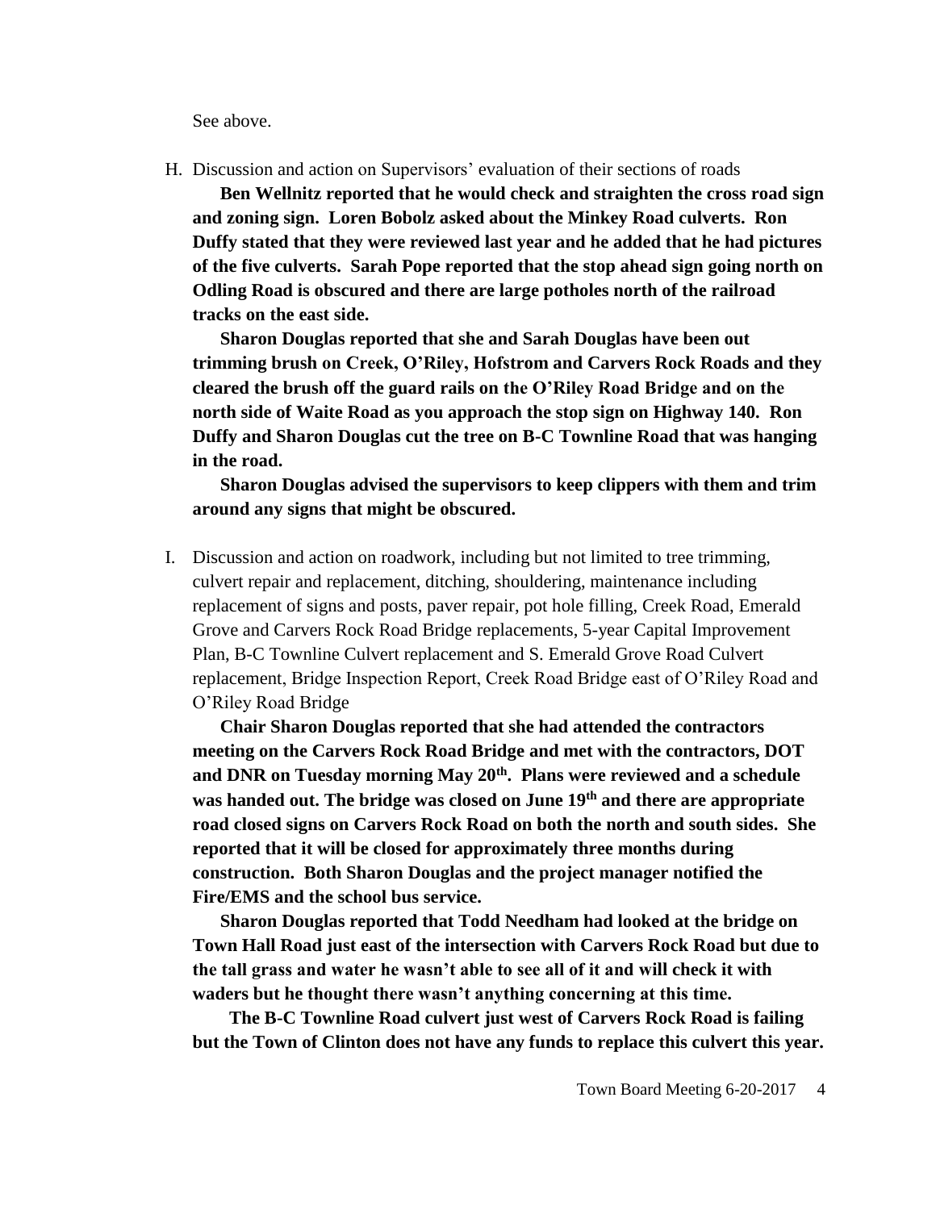See above.

H. Discussion and action on Supervisors' evaluation of their sections of roads

**Ben Wellnitz reported that he would check and straighten the cross road sign and zoning sign. Loren Bobolz asked about the Minkey Road culverts. Ron Duffy stated that they were reviewed last year and he added that he had pictures of the five culverts. Sarah Pope reported that the stop ahead sign going north on Odling Road is obscured and there are large potholes north of the railroad tracks on the east side.**

**Sharon Douglas reported that she and Sarah Douglas have been out trimming brush on Creek, O'Riley, Hofstrom and Carvers Rock Roads and they cleared the brush off the guard rails on the O'Riley Road Bridge and on the north side of Waite Road as you approach the stop sign on Highway 140. Ron Duffy and Sharon Douglas cut the tree on B-C Townline Road that was hanging in the road.**

**Sharon Douglas advised the supervisors to keep clippers with them and trim around any signs that might be obscured.**

I. Discussion and action on roadwork, including but not limited to tree trimming, culvert repair and replacement, ditching, shouldering, maintenance including replacement of signs and posts, paver repair, pot hole filling, Creek Road, Emerald Grove and Carvers Rock Road Bridge replacements, 5-year Capital Improvement Plan, B-C Townline Culvert replacement and S. Emerald Grove Road Culvert replacement, Bridge Inspection Report, Creek Road Bridge east of O'Riley Road and O'Riley Road Bridge

**Chair Sharon Douglas reported that she had attended the contractors meeting on the Carvers Rock Road Bridge and met with the contractors, DOT and DNR on Tuesday morning May 20th. Plans were reviewed and a schedule was handed out. The bridge was closed on June 19th and there are appropriate road closed signs on Carvers Rock Road on both the north and south sides. She reported that it will be closed for approximately three months during construction. Both Sharon Douglas and the project manager notified the Fire/EMS and the school bus service.**

**Sharon Douglas reported that Todd Needham had looked at the bridge on Town Hall Road just east of the intersection with Carvers Rock Road but due to the tall grass and water he wasn't able to see all of it and will check it with waders but he thought there wasn't anything concerning at this time.**

**The B-C Townline Road culvert just west of Carvers Rock Road is failing but the Town of Clinton does not have any funds to replace this culvert this year.**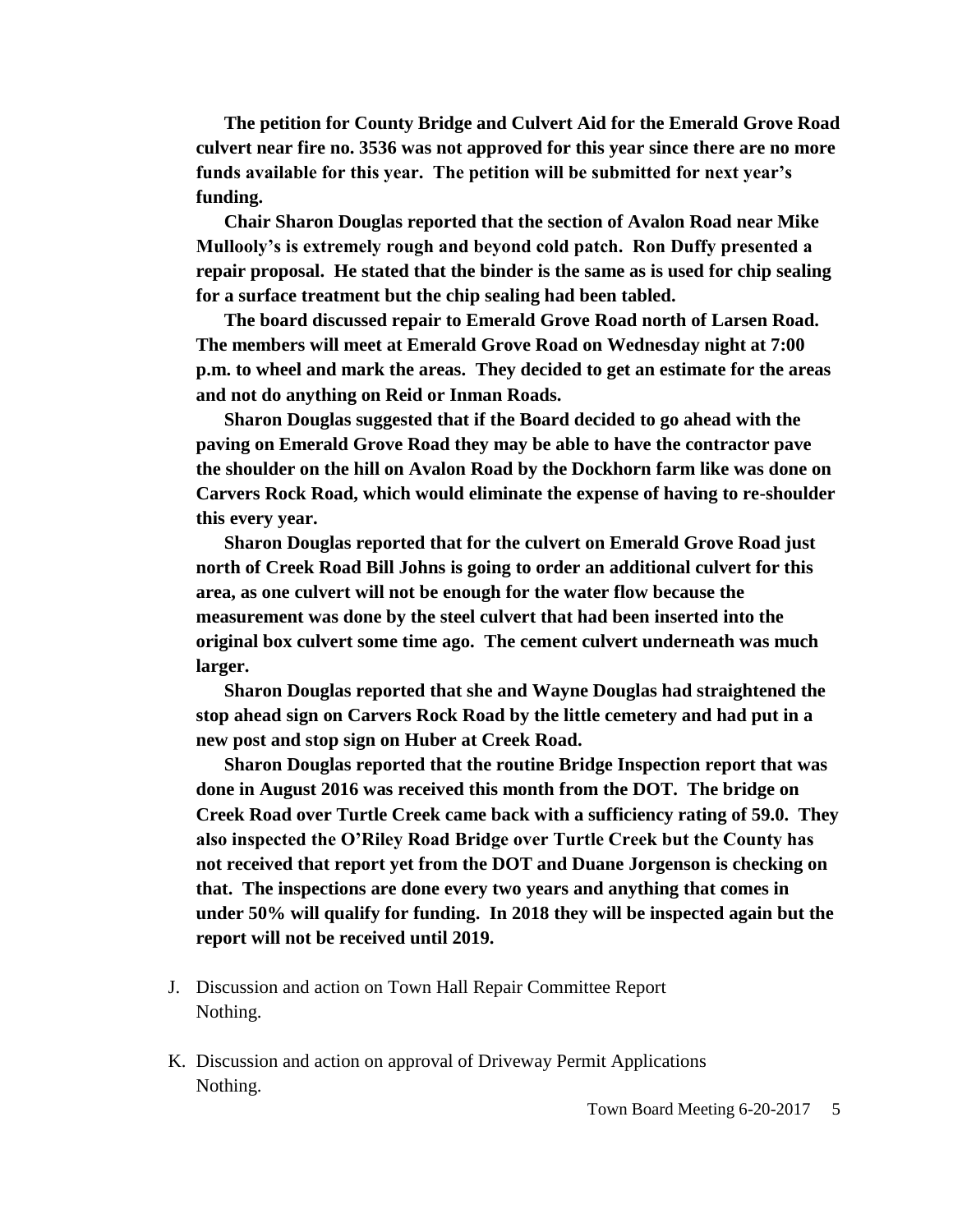**The petition for County Bridge and Culvert Aid for the Emerald Grove Road culvert near fire no. 3536 was not approved for this year since there are no more funds available for this year. The petition will be submitted for next year's funding.**

**Chair Sharon Douglas reported that the section of Avalon Road near Mike Mullooly's is extremely rough and beyond cold patch. Ron Duffy presented a repair proposal. He stated that the binder is the same as is used for chip sealing for a surface treatment but the chip sealing had been tabled.**

**The board discussed repair to Emerald Grove Road north of Larsen Road. The members will meet at Emerald Grove Road on Wednesday night at 7:00 p.m. to wheel and mark the areas. They decided to get an estimate for the areas and not do anything on Reid or Inman Roads.**

**Sharon Douglas suggested that if the Board decided to go ahead with the paving on Emerald Grove Road they may be able to have the contractor pave the shoulder on the hill on Avalon Road by the Dockhorn farm like was done on Carvers Rock Road, which would eliminate the expense of having to re-shoulder this every year.**

**Sharon Douglas reported that for the culvert on Emerald Grove Road just north of Creek Road Bill Johns is going to order an additional culvert for this area, as one culvert will not be enough for the water flow because the measurement was done by the steel culvert that had been inserted into the original box culvert some time ago. The cement culvert underneath was much larger.**

**Sharon Douglas reported that she and Wayne Douglas had straightened the stop ahead sign on Carvers Rock Road by the little cemetery and had put in a new post and stop sign on Huber at Creek Road.**

**Sharon Douglas reported that the routine Bridge Inspection report that was done in August 2016 was received this month from the DOT. The bridge on Creek Road over Turtle Creek came back with a sufficiency rating of 59.0. They also inspected the O'Riley Road Bridge over Turtle Creek but the County has not received that report yet from the DOT and Duane Jorgenson is checking on that. The inspections are done every two years and anything that comes in under 50% will qualify for funding. In 2018 they will be inspected again but the report will not be received until 2019.**

J. Discussion and action on Town Hall Repair Committee Report
   Nothing.

K. Discussion and action on approval of Driveway Permit Applications
   Nothing.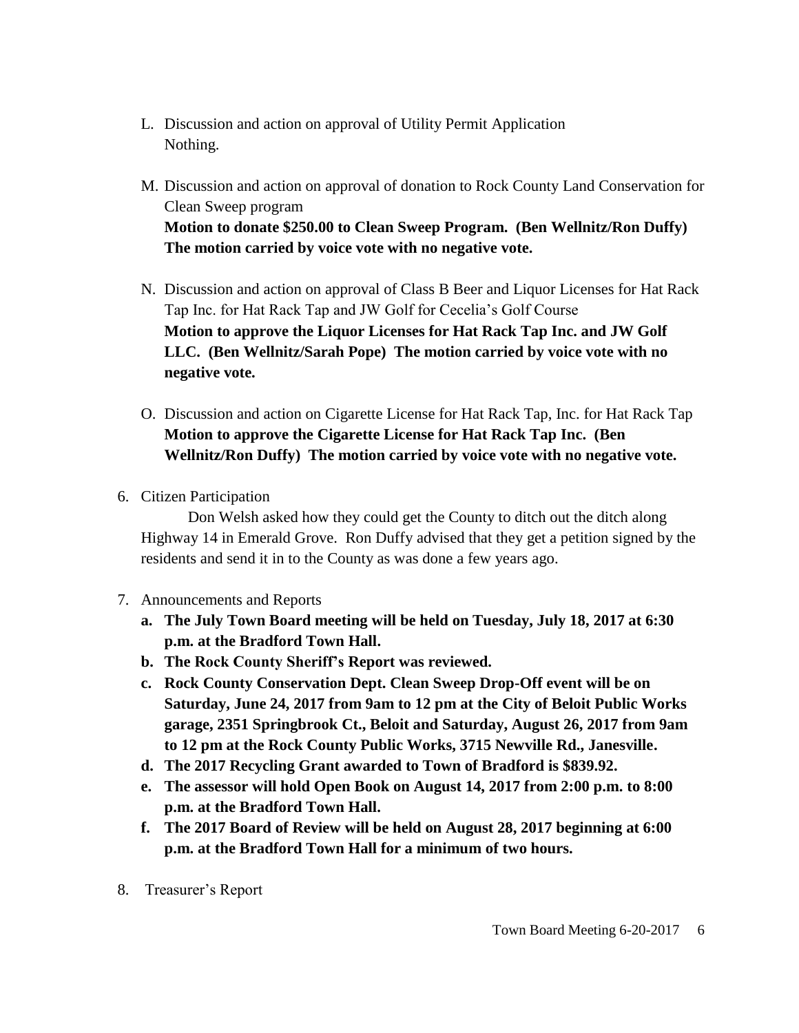L. Discussion and action on approval of Utility Permit Application
   Nothing.

M. Discussion and action on approval of donation to Rock County Land Conservation for Clean Sweep program
   **Motion to donate $250.00 to Clean Sweep Program. (Ben Wellnitz/Ron Duffy) The motion carried by voice vote with no negative vote.**

N. Discussion and action on approval of Class B Beer and Liquor Licenses for Hat Rack Tap Inc. for Hat Rack Tap and JW Golf for Cecelia's Golf Course
   **Motion to approve the Liquor Licenses for Hat Rack Tap Inc. and JW Golf LLC. (Ben Wellnitz/Sarah Pope) The motion carried by voice vote with no negative vote.**

O. Discussion and action on Cigarette License for Hat Rack Tap, Inc. for Hat Rack Tap
   **Motion to approve the Cigarette License for Hat Rack Tap Inc. (Ben Wellnitz/Ron Duffy) The motion carried by voice vote with no negative vote.**

6. Citizen Participation

   Don Welsh asked how they could get the County to ditch out the ditch along Highway 14 in Emerald Grove. Ron Duffy advised that they get a petition signed by the residents and send it in to the County as was done a few years ago.

7. Announcements and Reports
   a. **The July Town Board meeting will be held on Tuesday, July 18, 2017 at 6:30 p.m. at the Bradford Town Hall.**
   b. **The Rock County Sheriff's Report was reviewed.**
   c. **Rock County Conservation Dept. Clean Sweep Drop-Off event will be on Saturday, June 24, 2017 from 9am to 12 pm at the City of Beloit Public Works garage, 2351 Springbrook Ct., Beloit and Saturday, August 26, 2017 from 9am to 12 pm at the Rock County Public Works, 3715 Newville Rd., Janesville.**
   d. **The 2017 Recycling Grant awarded to Town of Bradford is $839.92.**
   e. **The assessor will hold Open Book on August 14, 2017 from 2:00 p.m. to 8:00 p.m. at the Bradford Town Hall.**
   f. **The 2017 Board of Review will be held on August 28, 2017 beginning at 6:00 p.m. at the Bradford Town Hall for a minimum of two hours.**

8. Treasurer's Report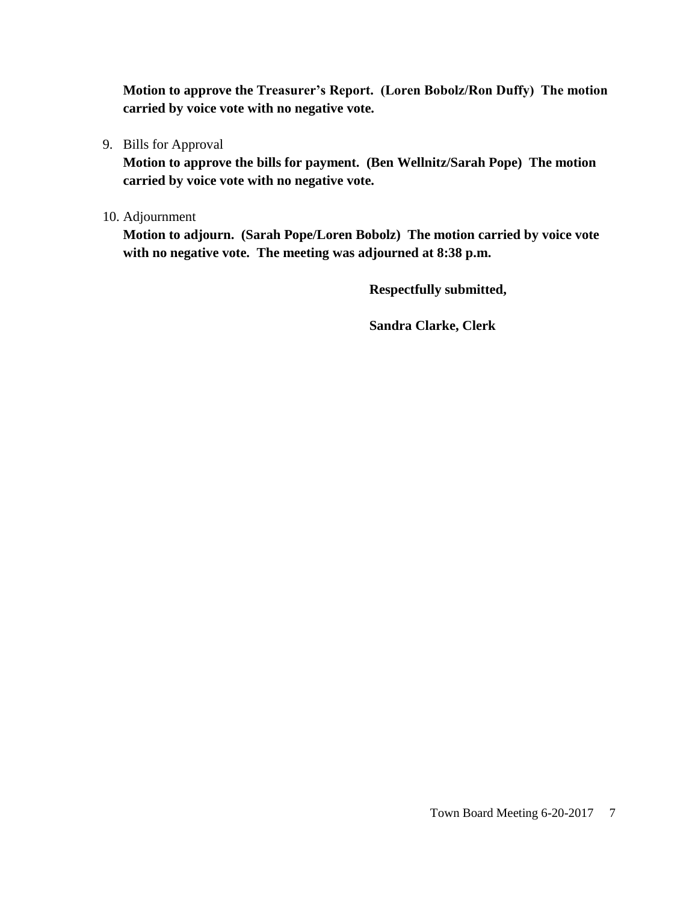**Motion to approve the Treasurer's Report. (Loren Bobolz/Ron Duffy) The motion carried by voice vote with no negative vote.**

9. Bills for Approval

   **Motion to approve the bills for payment. (Ben Wellnitz/Sarah Pope) The motion carried by voice vote with no negative vote.**

10. Adjournment

    **Motion to adjourn. (Sarah Pope/Loren Bobolz) The motion carried by voice vote with no negative vote. The meeting was adjourned at 8:38 p.m.**

**Respectfully submitted,**

**Sandra Clarke, Clerk**